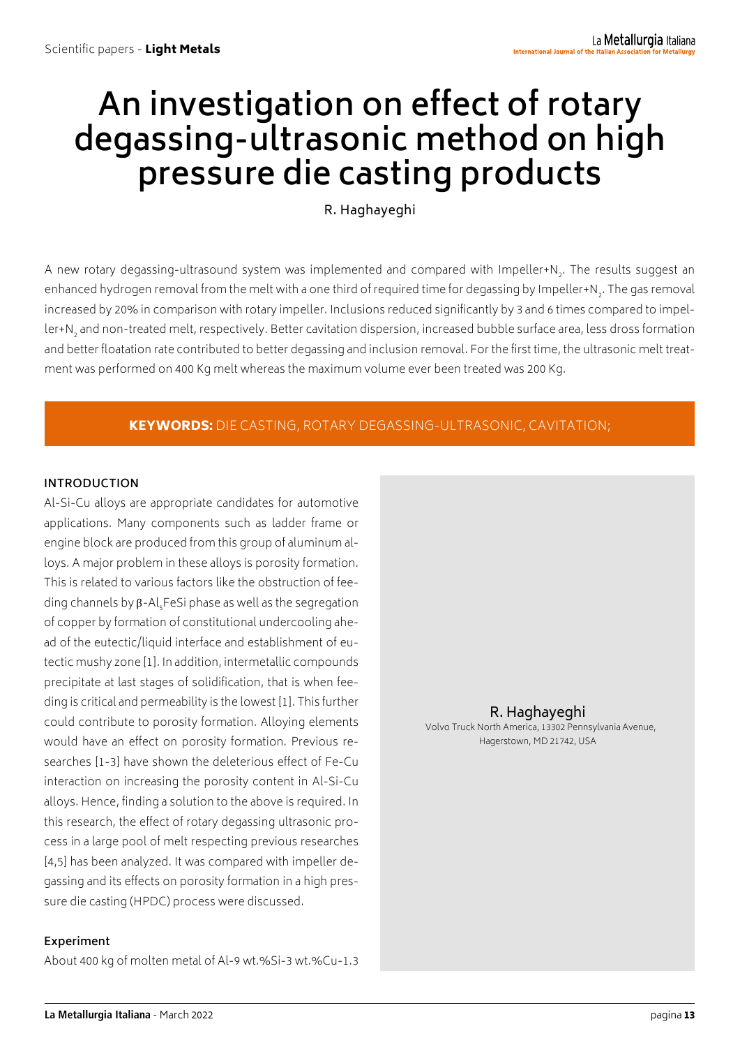# An investigation on effect of rotary degassing-ultrasonic method on high pressure die casting products

R. Haghayeghi

A new rotary degassing-ultrasound system was implemented and compared with Impeller+$N_2$. The results suggest an enhanced hydrogen removal from the melt with a one third of required time for degassing by Impeller+$N_2$. The gas removal increased by 20% in comparison with rotary impeller. Inclusions reduced significantly by 3 and 6 times compared to impeller+$N_2$ and non-treated melt, respectively. Better cavitation dispersion, increased bubble surface area, less dross formation and better floatation rate contributed to better degassing and inclusion removal. For the first time, the ultrasonic melt treatment was performed on 400 Kg melt whereas the maximum volume ever been treated was 200 Kg.

**KEYWORDS:** DIE CASTING, ROTARY DEGASSING-ULTRASONIC, CAVITATION;

**R. Haghayeghi**
Volvo Truck North America, 13302 Pennsylvania Avenue, Hagerstown, MD 21742, USA

## INTRODUCTION

Al-Si-Cu alloys are appropriate candidates for automotive applications. Many components such as ladder frame or engine block are produced from this group of aluminum alloys. A major problem in these alloys is porosity formation. This is related to various factors like the obstruction of feeding channels by β-$Al_5FeSi$ phase as well as the segregation of copper by formation of constitutional undercooling ahead of the eutectic/liquid interface and establishment of eutectic mushy zone [1]. In addition, intermetallic compounds precipitate at last stages of solidification, that is when feeding is critical and permeability is the lowest [1]. This further could contribute to porosity formation. Alloying elements would have an effect on porosity formation. Previous researches [1-3] have shown the deleterious effect of Fe-Cu interaction on increasing the porosity content in Al-Si-Cu alloys. Hence, finding a solution to the above is required. In this research, the effect of rotary degassing ultrasonic process in a large pool of melt respecting previous researches [4,5] has been analyzed. It was compared with impeller degassing and its effects on porosity formation in a high pressure die casting (HPDC) process were discussed.

### Experiment

About 400 kg of molten metal of Al-9 wt.%Si-3 wt.%Cu-1.3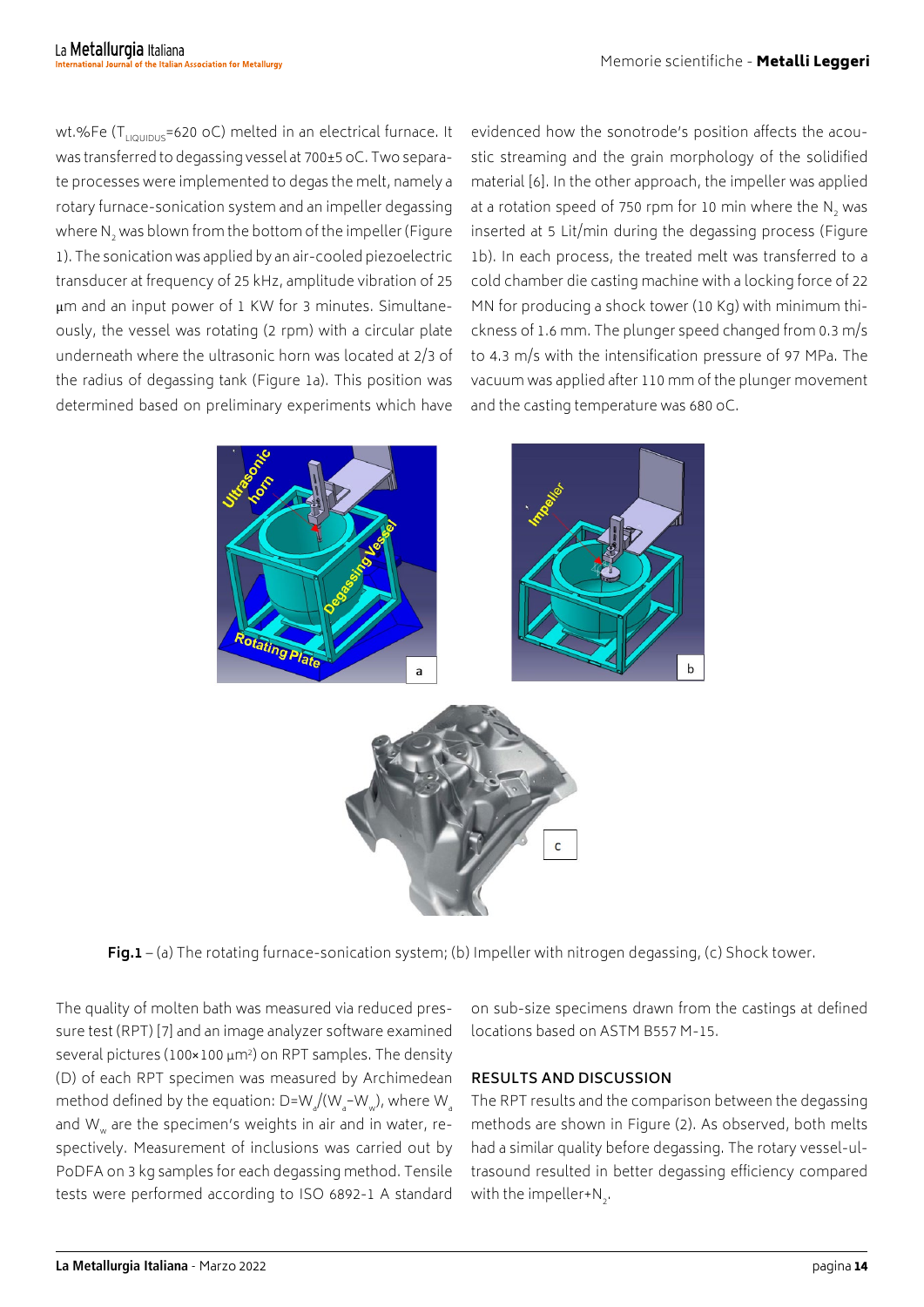wt.%Fe ($T_{LIQUIDUS}$=620 oC) melted in an electrical furnace. It was transferred to degassing vessel at 700±5 oC. Two separate processes were implemented to degas the melt, namely a rotary furnace-sonication system and an impeller degassing where $N_2$ was blown from the bottom of the impeller (Figure 1). The sonication was applied by an air-cooled piezoelectric transducer at frequency of 25 kHz, amplitude vibration of 25 µm and an input power of 1 KW for 3 minutes. Simultaneously, the vessel was rotating (2 rpm) with a circular plate underneath where the ultrasonic horn was located at 2/3 of the radius of degassing tank (Figure 1a). This position was determined based on preliminary experiments which have evidenced how the sonotrode's position affects the acoustic streaming and the grain morphology of the solidified material [6]. In the other approach, the impeller was applied at a rotation speed of 750 rpm for 10 min where the $N_2$ was inserted at 5 Lit/min during the degassing process (Figure 1b). In each process, the treated melt was transferred to a cold chamber die casting machine with a locking force of 22 MN for producing a shock tower (10 Kg) with minimum thickness of 1.6 mm. The plunger speed changed from 0.3 m/s to 4.3 m/s with the intensification pressure of 97 MPa. The vacuum was applied after 110 mm of the plunger movement and the casting temperature was 680 oC.

**Fig.1** – (a) The rotating furnace-sonication system; (b) Impeller with nitrogen degassing, (c) Shock tower.

The quality of molten bath was measured via reduced pressure test (RPT) [7] and an image analyzer software examined several pictures (100×100 µm²) on RPT samples. The density (D) of each RPT specimen was measured by Archimedean method defined by the equation: $D=W_a/(W_a-W_w)$, where $W_a$ and $W_w$ are the specimen's weights in air and in water, respectively. Measurement of inclusions was carried out by PoDFA on 3 kg samples for each degassing method. Tensile tests were performed according to ISO 6892-1 A standard on sub-size specimens drawn from the castings at defined locations based on ASTM B557 M-15.

## RESULTS AND DISCUSSION

The RPT results and the comparison between the degassing methods are shown in Figure (2). As observed, both melts had a similar quality before degassing. The rotary vessel-ultrasound resulted in better degassing efficiency compared with the impeller+$N_2$.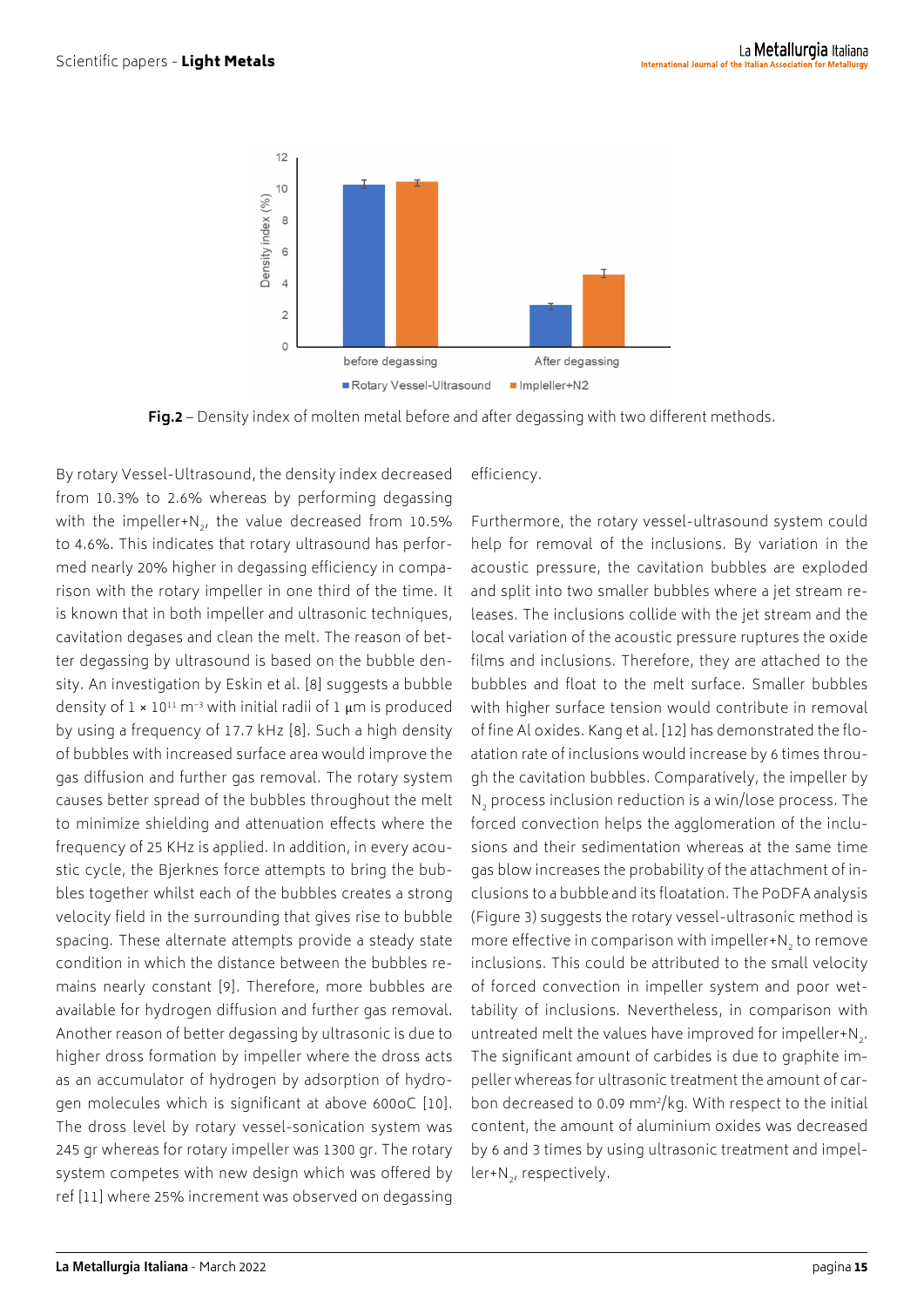**Fig.2** – Density index of molten metal before and after degassing with two different methods.

By rotary Vessel-Ultrasound, the density index decreased from 10.3% to 2.6% whereas by performing degassing with the impeller+$N_2$, the value decreased from 10.5% to 4.6%. This indicates that rotary ultrasound has performed nearly 20% higher in degassing efficiency in comparison with the rotary impeller in one third of the time. It is known that in both impeller and ultrasonic techniques, cavitation degases and clean the melt. The reason of better degassing by ultrasound is based on the bubble density. An investigation by Eskin et al. [8] suggests a bubble density of $1 \times 10^{11}$ $m^{-3}$ with initial radii of 1 μm is produced by using a frequency of 17.7 kHz [8]. Such a high density of bubbles with increased surface area would improve the gas diffusion and further gas removal. The rotary system causes better spread of the bubbles throughout the melt to minimize shielding and attenuation effects where the frequency of 25 KHz is applied. In addition, in every acoustic cycle, the Bjerknes force attempts to bring the bubbles together whilst each of the bubbles creates a strong velocity field in the surrounding that gives rise to bubble spacing. These alternate attempts provide a steady state condition in which the distance between the bubbles remains nearly constant [9]. Therefore, more bubbles are available for hydrogen diffusion and further gas removal. Another reason of better degassing by ultrasonic is due to higher dross formation by impeller where the dross acts as an accumulator of hydrogen by adsorption of hydrogen molecules which is significant at above 600oC [10]. The dross level by rotary vessel-sonication system was 245 gr whereas for rotary impeller was 1300 gr. The rotary system competes with new design which was offered by ref [11] where 25% increment was observed on degassing efficiency.

Furthermore, the rotary vessel-ultrasound system could help for removal of the inclusions. By variation in the acoustic pressure, the cavitation bubbles are exploded and split into two smaller bubbles where a jet stream releases. The inclusions collide with the jet stream and the local variation of the acoustic pressure ruptures the oxide films and inclusions. Therefore, they are attached to the bubbles and float to the melt surface. Smaller bubbles with higher surface tension would contribute in removal of fine Al oxides. Kang et al. [12] has demonstrated the floatation rate of inclusions would increase by 6 times through the cavitation bubbles. Comparatively, the impeller by $N_2$ process inclusion reduction is a win/lose process. The forced convection helps the agglomeration of the inclusions and their sedimentation whereas at the same time gas blow increases the probability of the attachment of inclusions to a bubble and its floatation. The PoDFA analysis (Figure 3) suggests the rotary vessel-ultrasonic method is more effective in comparison with impeller+$N_2$ to remove inclusions. This could be attributed to the small velocity of forced convection in impeller system and poor wettability of inclusions. Nevertheless, in comparison with untreated melt the values have improved for impeller+$N_2$. The significant amount of carbides is due to graphite impeller whereas for ultrasonic treatment the amount of carbon decreased to 0.09 $mm^2/kg$. With respect to the initial content, the amount of aluminium oxides was decreased by 6 and 3 times by using ultrasonic treatment and impeller+$N_2$, respectively.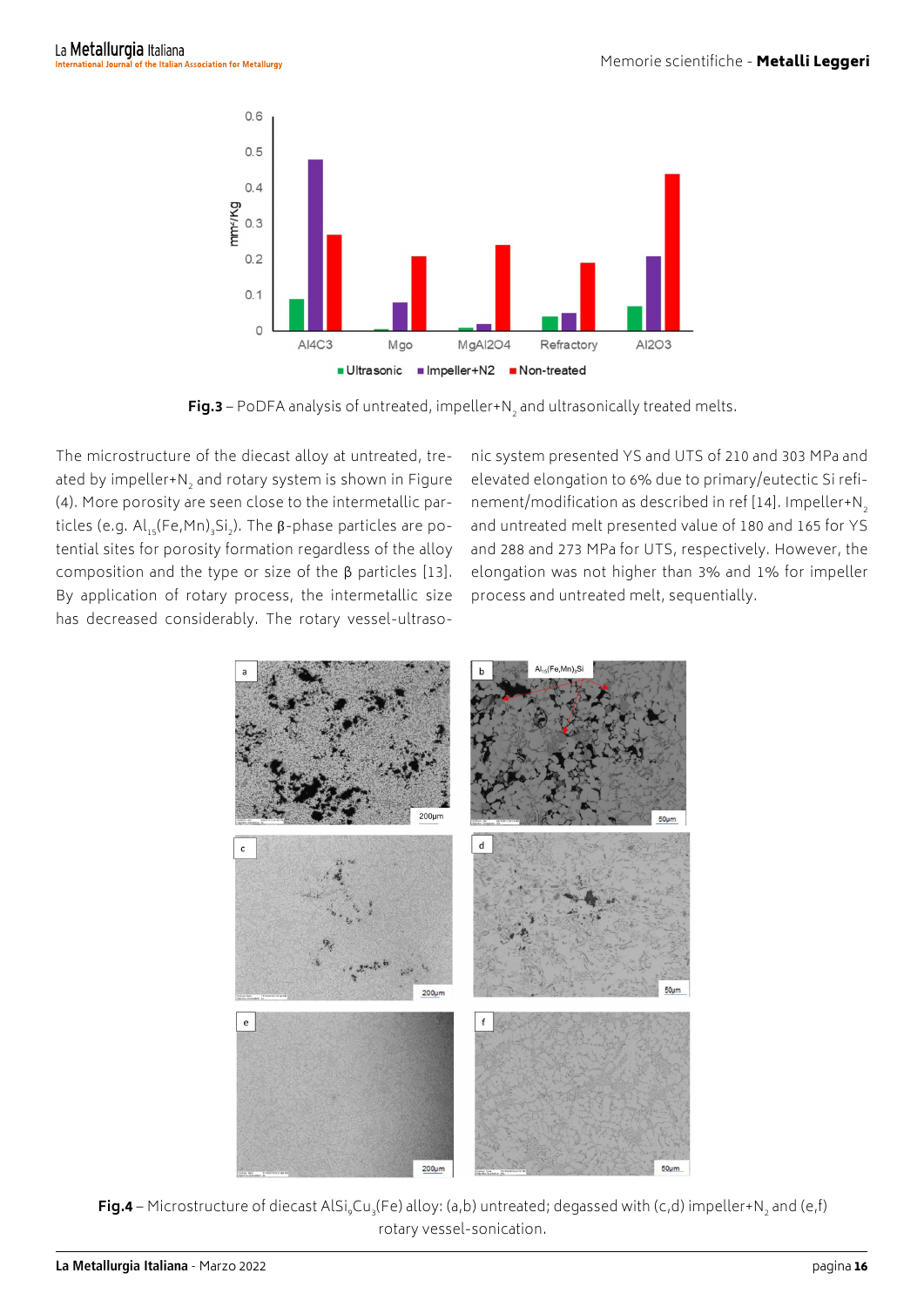**Fig.3** – PoDFA analysis of untreated, impeller+$N_2$ and ultrasonically treated melts.

The microstructure of the diecast alloy at untreated, treated by impeller+$N_2$ and rotary system is shown in Figure (4). More porosity are seen close to the intermetallic particles (e.g. $Al_{15}(Fe,Mn)_3Si_2$). The β-phase particles are potential sites for porosity formation regardless of the alloy composition and the type or size of the β particles [13]. By application of rotary process, the intermetallic size has decreased considerably. The rotary vessel-ultrasonic system presented YS and UTS of 210 and 303 MPa and elevated elongation to 6% due to primary/eutectic Si refinement/modification as described in ref [14]. Impeller+$N_2$ and untreated melt presented value of 180 and 165 for YS and 288 and 273 MPa for UTS, respectively. However, the elongation was not higher than 3% and 1% for impeller process and untreated melt, sequentially.

**Fig.4** – Microstructure of diecast $AlSi_9Cu_3(Fe)$ alloy: (a,b) untreated; degassed with (c,d) impeller+$N_2$ and (e,f) rotary vessel-sonication.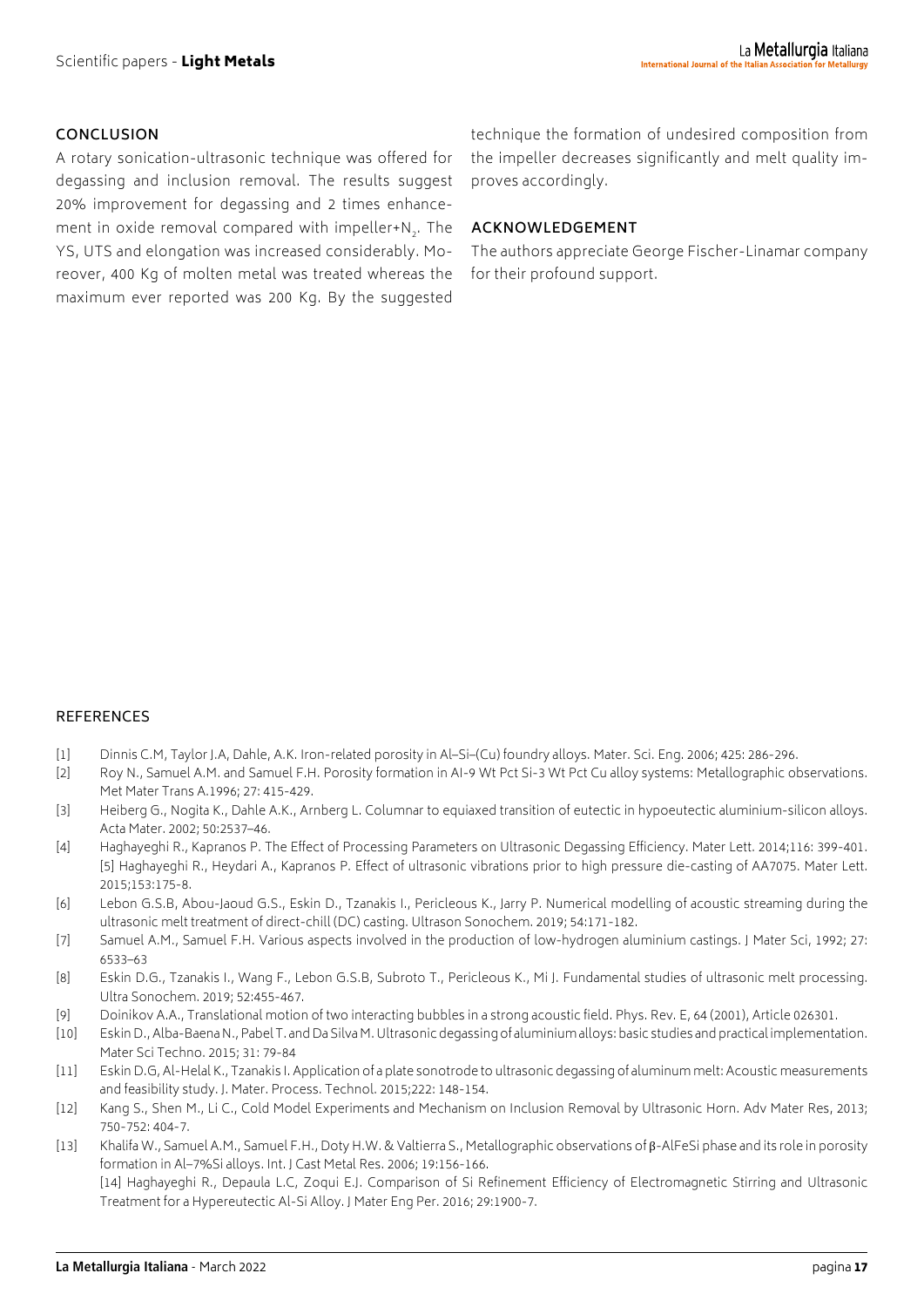## CONCLUSION

A rotary sonication-ultrasonic technique was offered for degassing and inclusion removal. The results suggest 20% improvement for degassing and 2 times enhancement in oxide removal compared with impeller+$N_2$. The YS, UTS and elongation was increased considerably. Moreover, 400 Kg of molten metal was treated whereas the maximum ever reported was 200 Kg. By the suggested technique the formation of undesired composition from the impeller decreases significantly and melt quality improves accordingly.

## ACKNOWLEDGEMENT

The authors appreciate George Fischer-Linamar company for their profound support.

## REFERENCES

[1] Dinnis C.M, Taylor J.A, Dahle, A.K. Iron-related porosity in Al–Si–(Cu) foundry alloys. Mater. Sci. Eng. 2006; 425: 286-296.

[2] Roy N., Samuel A.M. and Samuel F.H. Porosity formation in AI-9 Wt Pct Si-3 Wt Pct Cu alloy systems: Metallographic observations. Met Mater Trans A.1996; 27: 415-429.

[3] Heiberg G., Nogita K., Dahle A.K., Arnberg L. Columnar to equiaxed transition of eutectic in hypoeutectic aluminium-silicon alloys. Acta Mater. 2002; 50:2537–46.

[4] Haghayeghi R., Kapranos P. The Effect of Processing Parameters on Ultrasonic Degassing Efficiency. Mater Lett. 2014;116: 399-401.

[5] Haghayeghi R., Heydari A., Kapranos P. Effect of ultrasonic vibrations prior to high pressure die-casting of AA7075. Mater Lett. 2015;153:175-8.

[6] Lebon G.S.B, Abou-Jaoud G.S., Eskin D., Tzanakis I., Pericleous K., Jarry P. Numerical modelling of acoustic streaming during the ultrasonic melt treatment of direct-chill (DC) casting. Ultrason Sonochem. 2019; 54:171-182.

[7] Samuel A.M., Samuel F.H. Various aspects involved in the production of low-hydrogen aluminium castings. J Mater Sci, 1992; 27: 6533–63

[8] Eskin D.G., Tzanakis I., Wang F., Lebon G.S.B, Subroto T., Pericleous K., Mi J. Fundamental studies of ultrasonic melt processing. Ultra Sonochem. 2019; 52:455-467.

[9] Doinikov A.A., Translational motion of two interacting bubbles in a strong acoustic field. Phys. Rev. E, 64 (2001), Article 026301.

[10] Eskin D., Alba-Baena N., Pabel T. and Da Silva M. Ultrasonic degassing of aluminium alloys: basic studies and practical implementation. Mater Sci Techno. 2015; 31: 79-84

[11] Eskin D.G, Al-Helal K., Tzanakis I. Application of a plate sonotrode to ultrasonic degassing of aluminum melt: Acoustic measurements and feasibility study. J. Mater. Process. Technol. 2015;222: 148-154.

[12] Kang S., Shen M., Li C., Cold Model Experiments and Mechanism on Inclusion Removal by Ultrasonic Horn. Adv Mater Res, 2013; 750-752: 404-7.

[13] Khalifa W., Samuel A.M., Samuel F.H., Doty H.W. & Valtierra S., Metallographic observations of β-AlFeSi phase and its role in porosity formation in Al–7%Si alloys. Int. J Cast Metal Res. 2006; 19:156-166.

[14] Haghayeghi R., Depaula L.C, Zoqui E.J. Comparison of Si Refinement Efficiency of Electromagnetic Stirring and Ultrasonic Treatment for a Hypereutectic Al-Si Alloy. J Mater Eng Per. 2016; 29:1900-7.